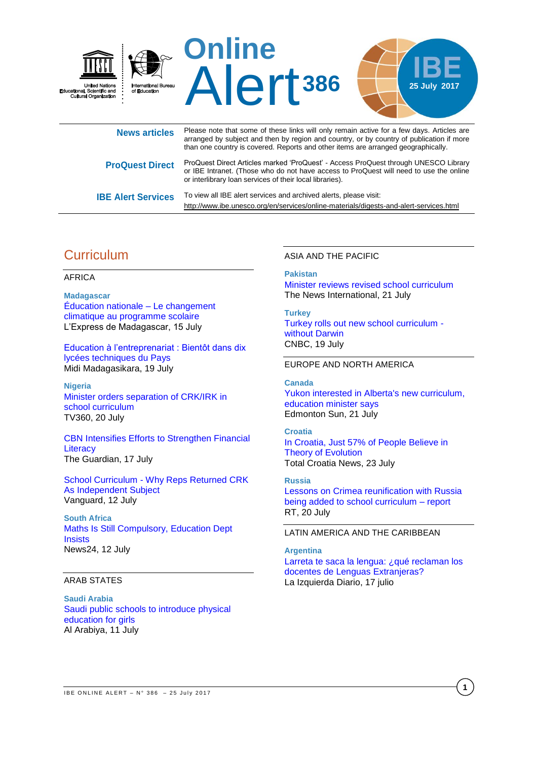United Nations Educational, Scientific and Cultural Organization | International Bureau of Education

# Online Alert 386

IBE 25 July 2017

| | |
|---|---|
| **News articles** | Please note that some of these links will only remain active for a few days. Articles are arranged by subject and then by region and country, or by country of publication if more than one country is covered. Reports and other items are arranged geographically. |
| **ProQuest Direct** | ProQuest Direct Articles marked 'ProQuest' - Access ProQuest through UNESCO Library or IBE Intranet. (Those who do not have access to ProQuest will need to use the online or interlibrary loan services of their local libraries). |
| **IBE Alert Services** | To view all IBE alert services and archived alerts, please visit: http://www.ibe.unesco.org/en/services/online-materials/digests-and-alert-services.html |

## Curriculum

### AFRICA

**Madagascar**

Éducation nationale – Le changement climatique au programme scolaire
L'Express de Madagascar, 15 July

Education à l'entreprenariat : Bientôt dans dix lycées techniques du Pays
Midi Madagasikara, 19 July

**Nigeria**

Minister orders separation of CRK/IRK in school curriculum
TV360, 20 July

CBN Intensifies Efforts to Strengthen Financial Literacy
The Guardian, 17 July

School Curriculum - Why Reps Returned CRK As Independent Subject
Vanguard, 12 July

**South Africa**

Maths Is Still Compulsory, Education Dept Insists
News24, 12 July

### ARAB STATES

**Saudi Arabia**

Saudi public schools to introduce physical education for girls
Al Arabiya, 11 July

### ASIA AND THE PACIFIC

**Pakistan**

Minister reviews revised school curriculum
The News International, 21 July

**Turkey**

Turkey rolls out new school curriculum - without Darwin
CNBC, 19 July

### EUROPE AND NORTH AMERICA

**Canada**

Yukon interested in Alberta's new curriculum, education minister says
Edmonton Sun, 21 July

**Croatia**

In Croatia, Just 57% of People Believe in Theory of Evolution
Total Croatia News, 23 July

**Russia**

Lessons on Crimea reunification with Russia being added to school curriculum – report
RT, 20 July

### LATIN AMERICA AND THE CARIBBEAN

**Argentina**

Larreta te saca la lengua: ¿qué reclaman los docentes de Lenguas Extranjeras?
La Izquierda Diario, 17 julio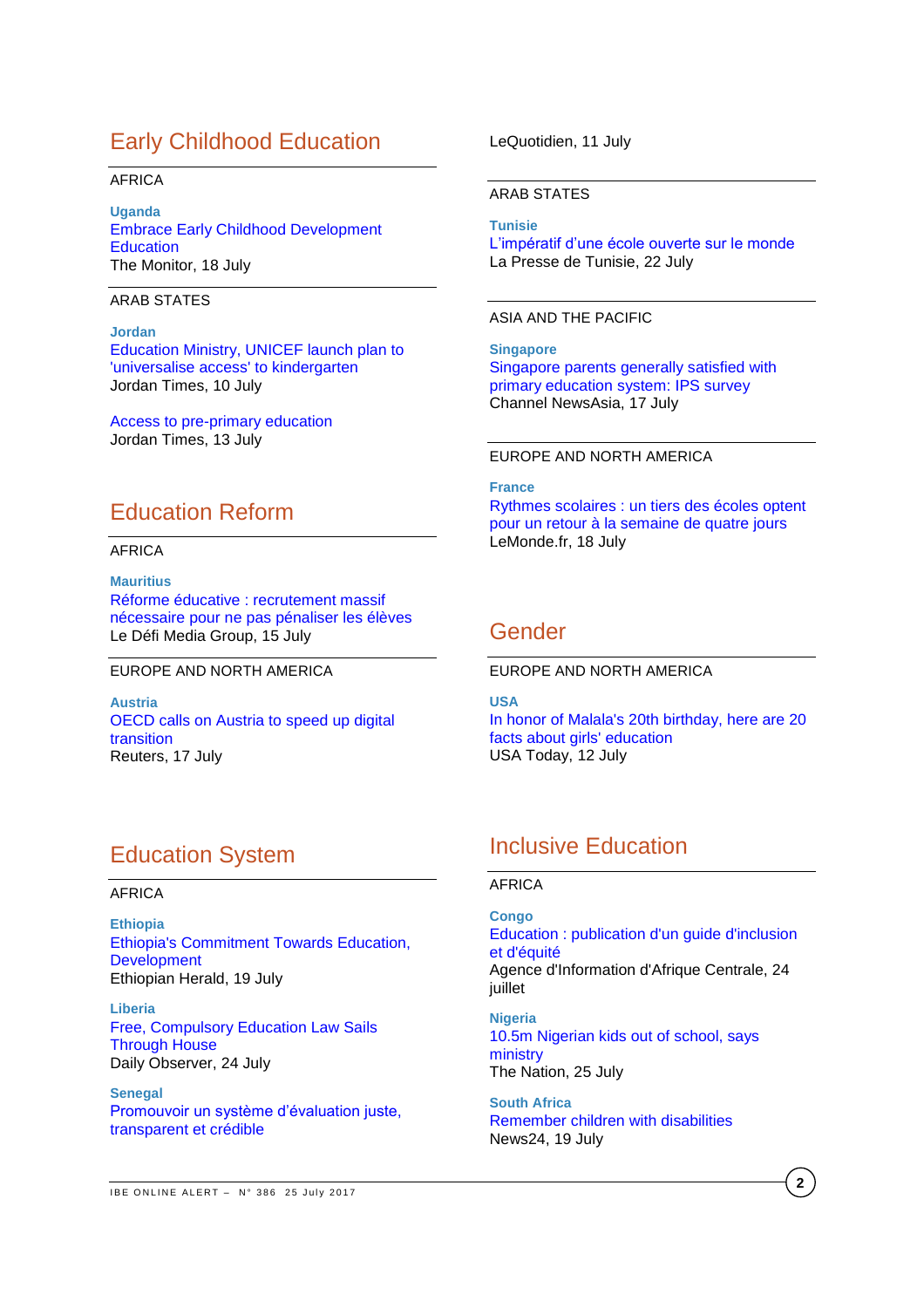## Early Childhood Education

AFRICA

**Uganda**
Embrace Early Childhood Development Education
The Monitor, 18 July

ARAB STATES

**Jordan**
Education Ministry, UNICEF launch plan to 'universalise access' to kindergarten
Jordan Times, 10 July

Access to pre-primary education
Jordan Times, 13 July

## Education Reform

AFRICA

**Mauritius**
Réforme éducative : recrutement massif nécessaire pour ne pas pénaliser les élèves
Le Défi Media Group, 15 July

EUROPE AND NORTH AMERICA

**Austria**
OECD calls on Austria to speed up digital transition
Reuters, 17 July

## Education System

AFRICA

**Ethiopia**
Ethiopia's Commitment Towards Education, Development
Ethiopian Herald, 19 July

**Liberia**
Free, Compulsory Education Law Sails Through House
Daily Observer, 24 July

**Senegal**
Promouvoir un système d'évaluation juste, transparent et crédible
LeQuotidien, 11 July

ARAB STATES

**Tunisie**
L'impératif d'une école ouverte sur le monde
La Presse de Tunisie, 22 July

ASIA AND THE PACIFIC

**Singapore**
Singapore parents generally satisfied with primary education system: IPS survey
Channel NewsAsia, 17 July

EUROPE AND NORTH AMERICA

**France**
Rythmes scolaires : un tiers des écoles optent pour un retour à la semaine de quatre jours
LeMonde.fr, 18 July

## Gender

EUROPE AND NORTH AMERICA

**USA**
In honor of Malala's 20th birthday, here are 20 facts about girls' education
USA Today, 12 July

## Inclusive Education

AFRICA

**Congo**
Education : publication d'un guide d'inclusion et d'équité
Agence d'Information d'Afrique Centrale, 24 juillet

**Nigeria**
10.5m Nigerian kids out of school, says ministry
The Nation, 25 July

**South Africa**
Remember children with disabilities
News24, 19 July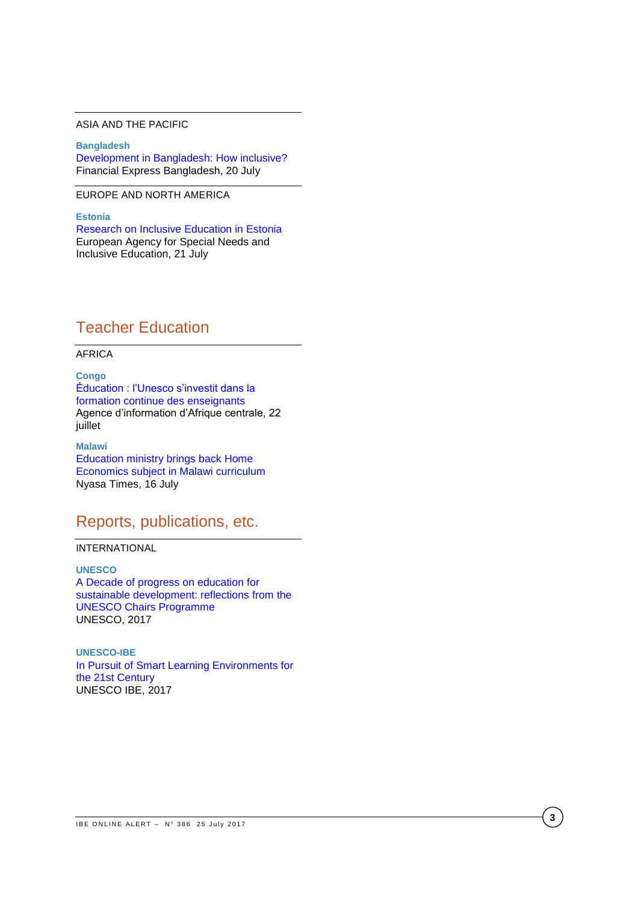ASIA AND THE PACIFIC

**Bangladesh**
Development in Bangladesh: How inclusive?
Financial Express Bangladesh, 20 July

EUROPE AND NORTH AMERICA

**Estonia**
Research on Inclusive Education in Estonia
European Agency for Special Needs and Inclusive Education, 21 July

## Teacher Education

AFRICA

**Congo**
Éducation : l'Unesco s'investit dans la formation continue des enseignants
Agence d'information d'Afrique centrale, 22 juillet

**Malawi**
Education ministry brings back Home Economics subject in Malawi curriculum
Nyasa Times, 16 July

## Reports, publications, etc.

INTERNATIONAL

**UNESCO**
A Decade of progress on education for sustainable development: reflections from the UNESCO Chairs Programme
UNESCO, 2017

**UNESCO-IBE**
In Pursuit of Smart Learning Environments for the 21st Century
UNESCO IBE, 2017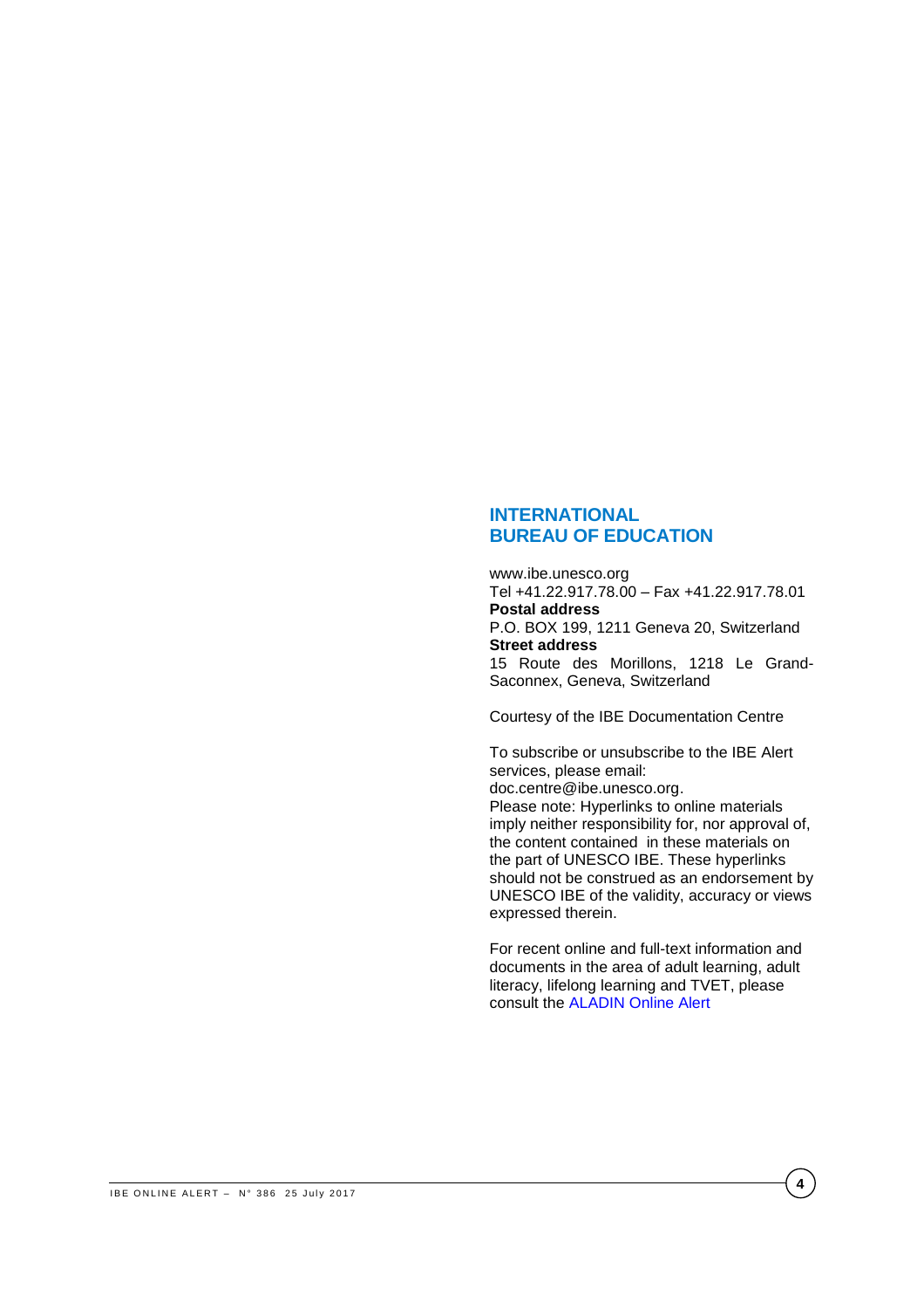## INTERNATIONAL BUREAU OF EDUCATION

www.ibe.unesco.org
Tel +41.22.917.78.00 – Fax +41.22.917.78.01
**Postal address**
P.O. BOX 199, 1211 Geneva 20, Switzerland
**Street address**
15 Route des Morillons, 1218 Le Grand-Saconnex, Geneva, Switzerland

Courtesy of the IBE Documentation Centre

To subscribe or unsubscribe to the IBE Alert services, please email: doc.centre@ibe.unesco.org.
Please note: Hyperlinks to online materials imply neither responsibility for, nor approval of, the content contained in these materials on the part of UNESCO IBE. These hyperlinks should not be construed as an endorsement by UNESCO IBE of the validity, accuracy or views expressed therein.

For recent online and full-text information and documents in the area of adult learning, adult literacy, lifelong learning and TVET, please consult the ALADIN Online Alert